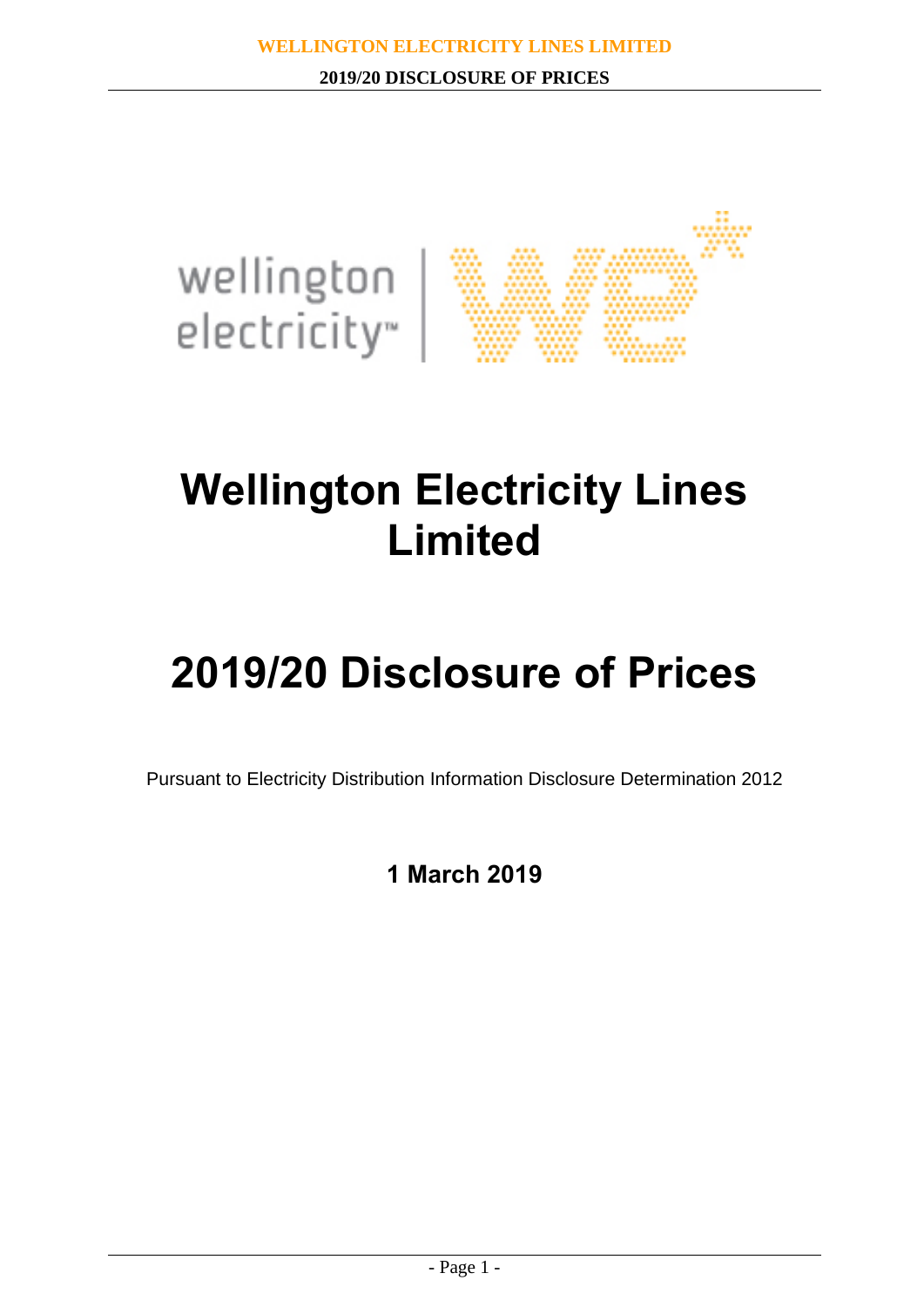# Wellington Electricity Lines Limited

# 2019/20 Disclosure of Prices

Pursuant to Electricity Distribution Information Disclosure Determination 2012

**1 March 2019**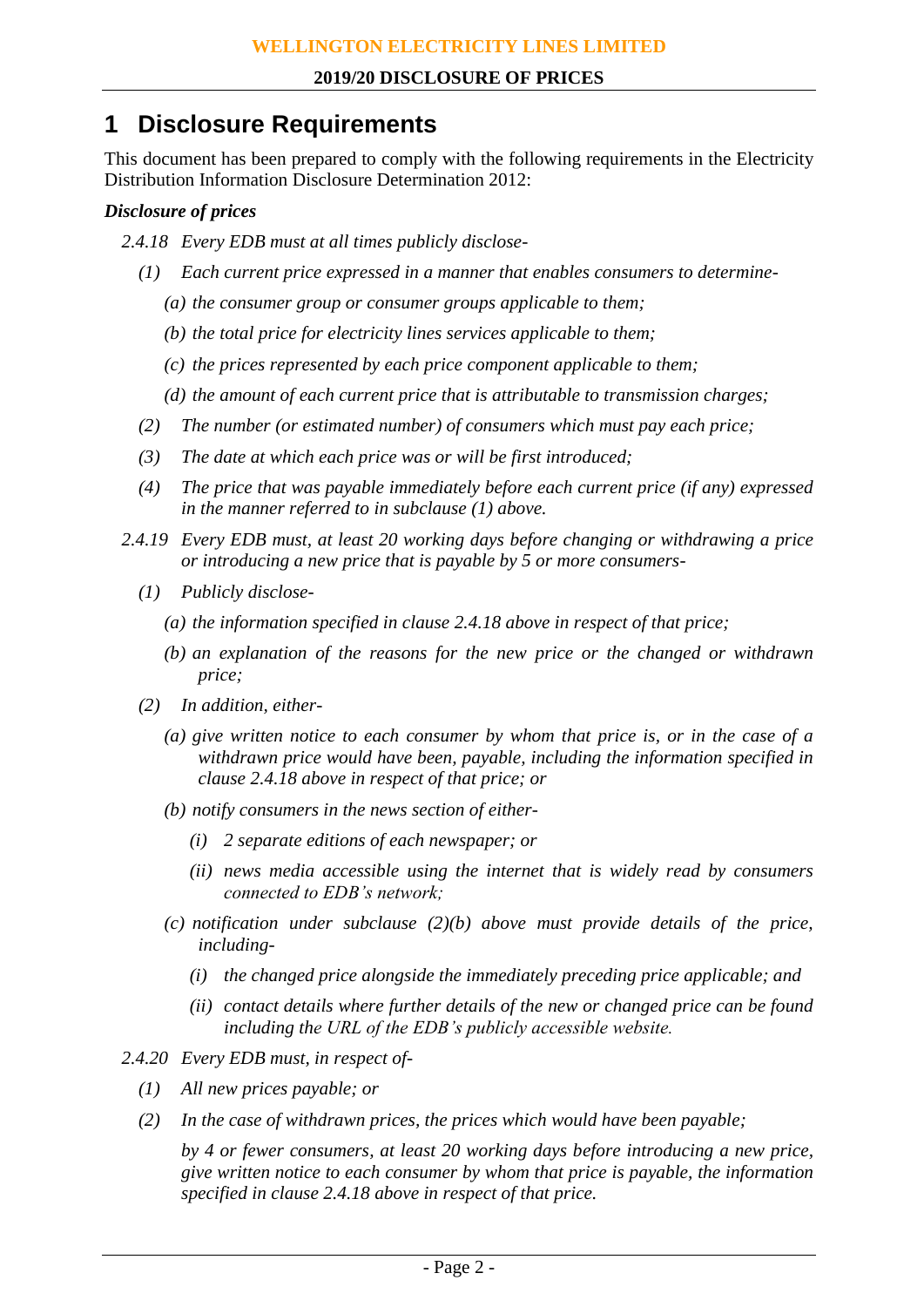# 1 Disclosure Requirements

This document has been prepared to comply with the following requirements in the Electricity Distribution Information Disclosure Determination 2012:

***Disclosure of prices***

*2.4.18 Every EDB must at all times publicly disclose-*

*(1) Each current price expressed in a manner that enables consumers to determine-*

*(a) the consumer group or consumer groups applicable to them;*

*(b) the total price for electricity lines services applicable to them;*

*(c) the prices represented by each price component applicable to them;*

*(d) the amount of each current price that is attributable to transmission charges;*

*(2) The number (or estimated number) of consumers which must pay each price;*

*(3) The date at which each price was or will be first introduced;*

*(4) The price that was payable immediately before each current price (if any) expressed in the manner referred to in subclause (1) above.*

*2.4.19 Every EDB must, at least 20 working days before changing or withdrawing a price or introducing a new price that is payable by 5 or more consumers-*

*(1) Publicly disclose-*

*(a) the information specified in clause 2.4.18 above in respect of that price;*

*(b) an explanation of the reasons for the new price or the changed or withdrawn price;*

*(2) In addition, either-*

*(a) give written notice to each consumer by whom that price is, or in the case of a withdrawn price would have been, payable, including the information specified in clause 2.4.18 above in respect of that price; or*

*(b) notify consumers in the news section of either-*

*(i) 2 separate editions of each newspaper; or*

*(ii) news media accessible using the internet that is widely read by consumers connected to EDB's network;*

*(c) notification under subclause (2)(b) above must provide details of the price, including-*

*(i) the changed price alongside the immediately preceding price applicable; and*

*(ii) contact details where further details of the new or changed price can be found including the URL of the EDB's publicly accessible website.*

*2.4.20 Every EDB must, in respect of-*

*(1) All new prices payable; or*

*(2) In the case of withdrawn prices, the prices which would have been payable;*

*by 4 or fewer consumers, at least 20 working days before introducing a new price, give written notice to each consumer by whom that price is payable, the information specified in clause 2.4.18 above in respect of that price.*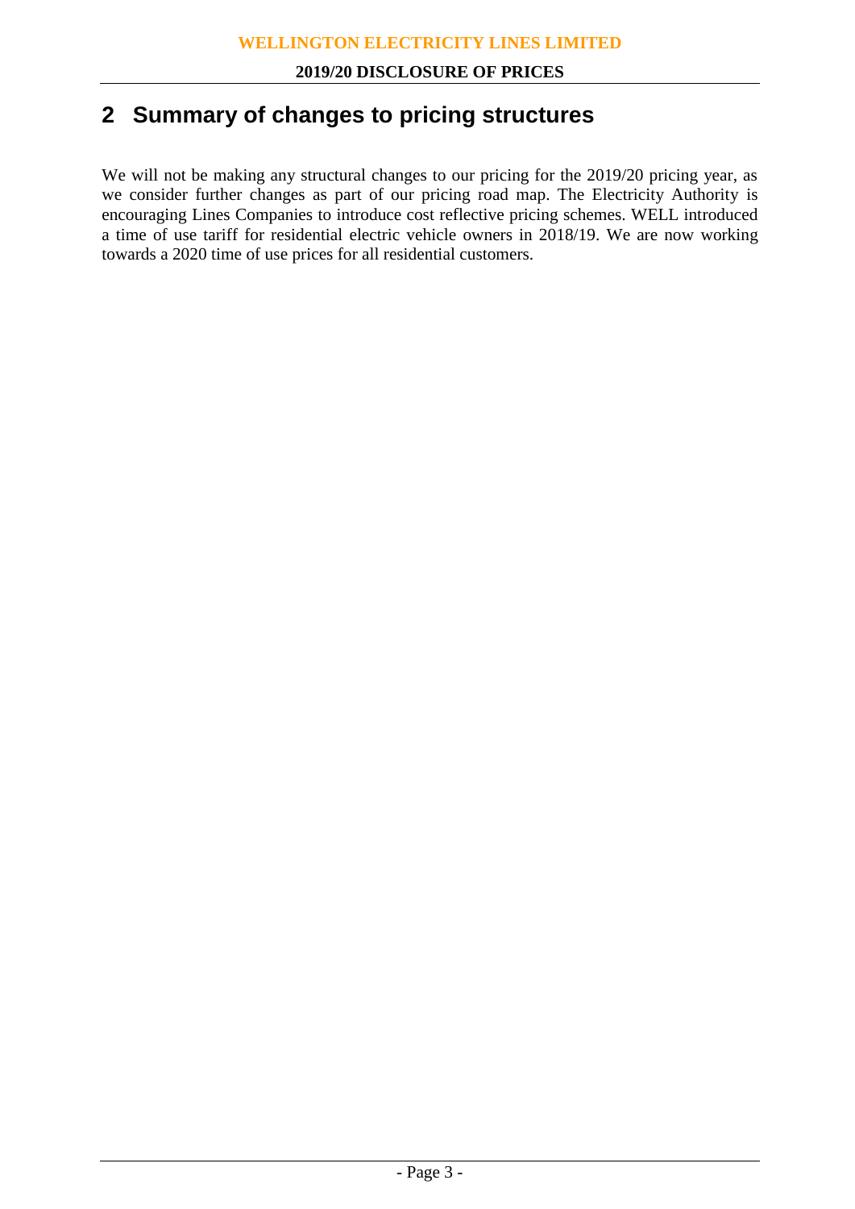## 2 Summary of changes to pricing structures

We will not be making any structural changes to our pricing for the 2019/20 pricing year, as we consider further changes as part of our pricing road map. The Electricity Authority is encouraging Lines Companies to introduce cost reflective pricing schemes. WELL introduced a time of use tariff for residential electric vehicle owners in 2018/19. We are now working towards a 2020 time of use prices for all residential customers.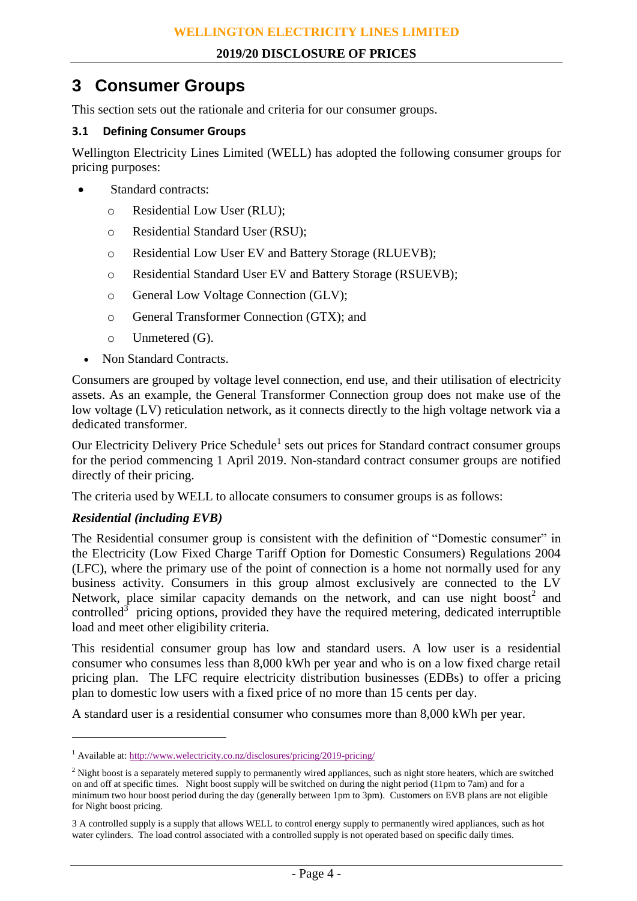# 3 Consumer Groups

This section sets out the rationale and criteria for our consumer groups.

### 3.1 Defining Consumer Groups

Wellington Electricity Lines Limited (WELL) has adopted the following consumer groups for pricing purposes:

- Standard contracts:
  - Residential Low User (RLU);
  - Residential Standard User (RSU);
  - Residential Low User EV and Battery Storage (RLUEVB);
  - Residential Standard User EV and Battery Storage (RSUEVB);
  - General Low Voltage Connection (GLV);
  - General Transformer Connection (GTX); and
  - Unmetered (G).
- Non Standard Contracts.

Consumers are grouped by voltage level connection, end use, and their utilisation of electricity assets. As an example, the General Transformer Connection group does not make use of the low voltage (LV) reticulation network, as it connects directly to the high voltage network via a dedicated transformer.

Our Electricity Delivery Price Schedule[1] sets out prices for Standard contract consumer groups for the period commencing 1 April 2019. Non-standard contract consumer groups are notified directly of their pricing.

The criteria used by WELL to allocate consumers to consumer groups is as follows:

***Residential (including EVB)***

The Residential consumer group is consistent with the definition of "Domestic consumer" in the Electricity (Low Fixed Charge Tariff Option for Domestic Consumers) Regulations 2004 (LFC), where the primary use of the point of connection is a home not normally used for any business activity. Consumers in this group almost exclusively are connected to the LV Network, place similar capacity demands on the network, and can use night boost[2] and controlled[3] pricing options, provided they have the required metering, dedicated interruptible load and meet other eligibility criteria.

This residential consumer group has low and standard users. A low user is a residential consumer who consumes less than 8,000 kWh per year and who is on a low fixed charge retail pricing plan. The LFC require electricity distribution businesses (EDBs) to offer a pricing plan to domestic low users with a fixed price of no more than 15 cents per day.

A standard user is a residential consumer who consumes more than 8,000 kWh per year.

---

[1] Available at: http://www.welectricity.co.nz/disclosures/pricing/2019-pricing/

[2] Night boost is a separately metered supply to permanently wired appliances, such as night store heaters, which are switched on and off at specific times. Night boost supply will be switched on during the night period (11pm to 7am) and for a minimum two hour boost period during the day (generally between 1pm to 3pm). Customers on EVB plans are not eligible for Night boost pricing.

[3] A controlled supply is a supply that allows WELL to control energy supply to permanently wired appliances, such as hot water cylinders. The load control associated with a controlled supply is not operated based on specific daily times.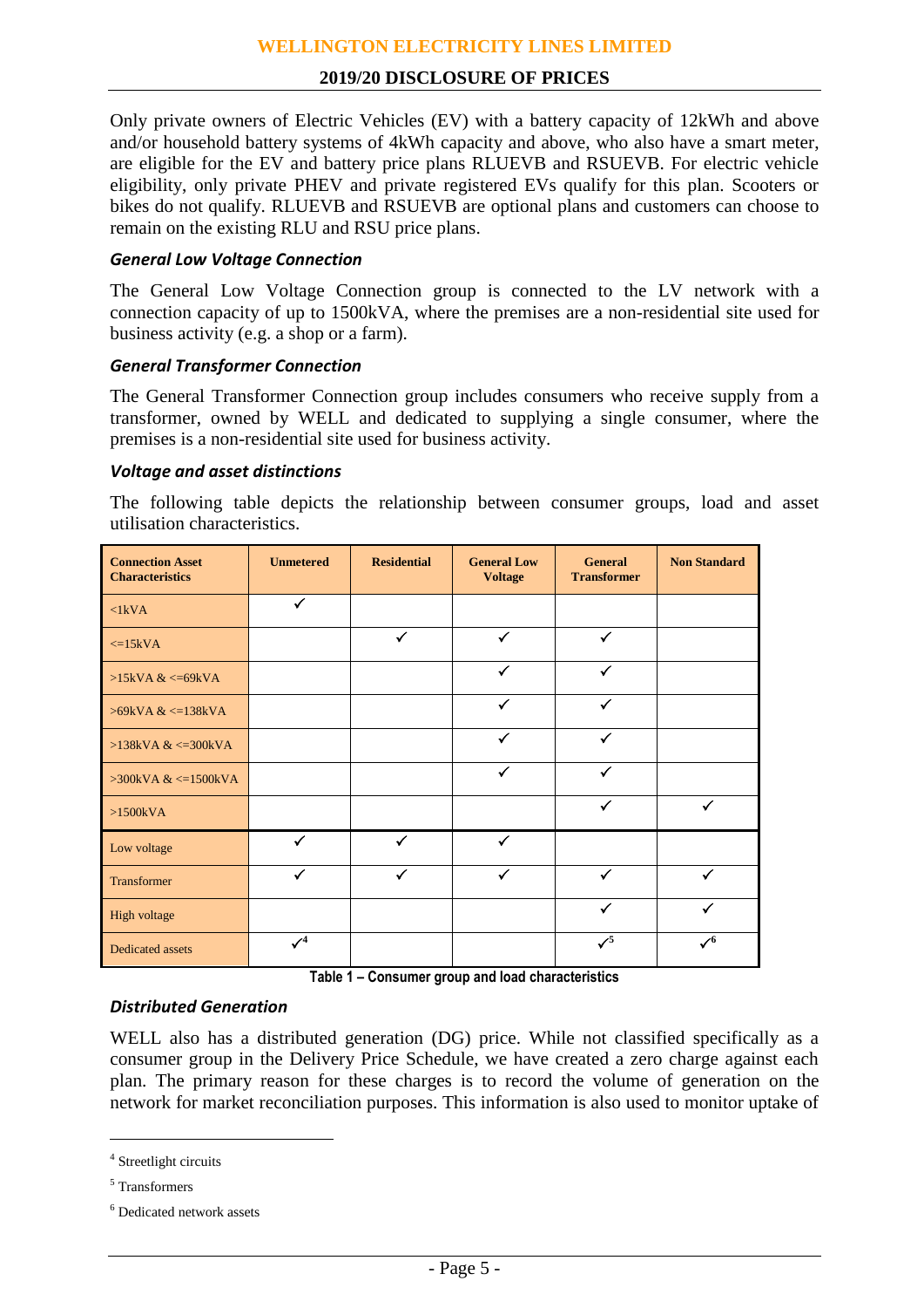Only private owners of Electric Vehicles (EV) with a battery capacity of 12kWh and above and/or household battery systems of 4kWh capacity and above, who also have a smart meter, are eligible for the EV and battery price plans RLUEVB and RSUEVB. For electric vehicle eligibility, only private PHEV and private registered EVs qualify for this plan. Scooters or bikes do not qualify. RLUEVB and RSUEVB are optional plans and customers can choose to remain on the existing RLU and RSU price plans.

### *General Low Voltage Connection*

The General Low Voltage Connection group is connected to the LV network with a connection capacity of up to 1500kVA, where the premises are a non-residential site used for business activity (e.g. a shop or a farm).

### *General Transformer Connection*

The General Transformer Connection group includes consumers who receive supply from a transformer, owned by WELL and dedicated to supplying a single consumer, where the premises is a non-residential site used for business activity.

### *Voltage and asset distinctions*

The following table depicts the relationship between consumer groups, load and asset utilisation characteristics.

| Connection Asset Characteristics | Unmetered | Residential | General Low Voltage | General Transformer | Non Standard |
|---|---|---|---|---|---|
| <1kVA | ✓ | | | | |
| <=15kVA | | ✓ | ✓ | ✓ | |
| >15kVA & <=69kVA | | | ✓ | ✓ | |
| >69kVA & <=138kVA | | | ✓ | ✓ | |
| >138kVA & <=300kVA | | | ✓ | ✓ | |
| >300kVA & <=1500kVA | | | ✓ | ✓ | |
| >1500kVA | | | | ✓ | ✓ |
| Low voltage | ✓ | ✓ | ✓ | | |
| Transformer | ✓ | ✓ | ✓ | ✓ | ✓ |
| High voltage | | | | ✓ | ✓ |
| Dedicated assets | ✓[4] | | | ✓[5] | ✓[6] |

Table 1 – Consumer group and load characteristics

### *Distributed Generation*

WELL also has a distributed generation (DG) price. While not classified specifically as a consumer group in the Delivery Price Schedule, we have created a zero charge against each plan. The primary reason for these charges is to record the volume of generation on the network for market reconciliation purposes. This information is also used to monitor uptake of

---

[4] Streetlight circuits

[5] Transformers

[6] Dedicated network assets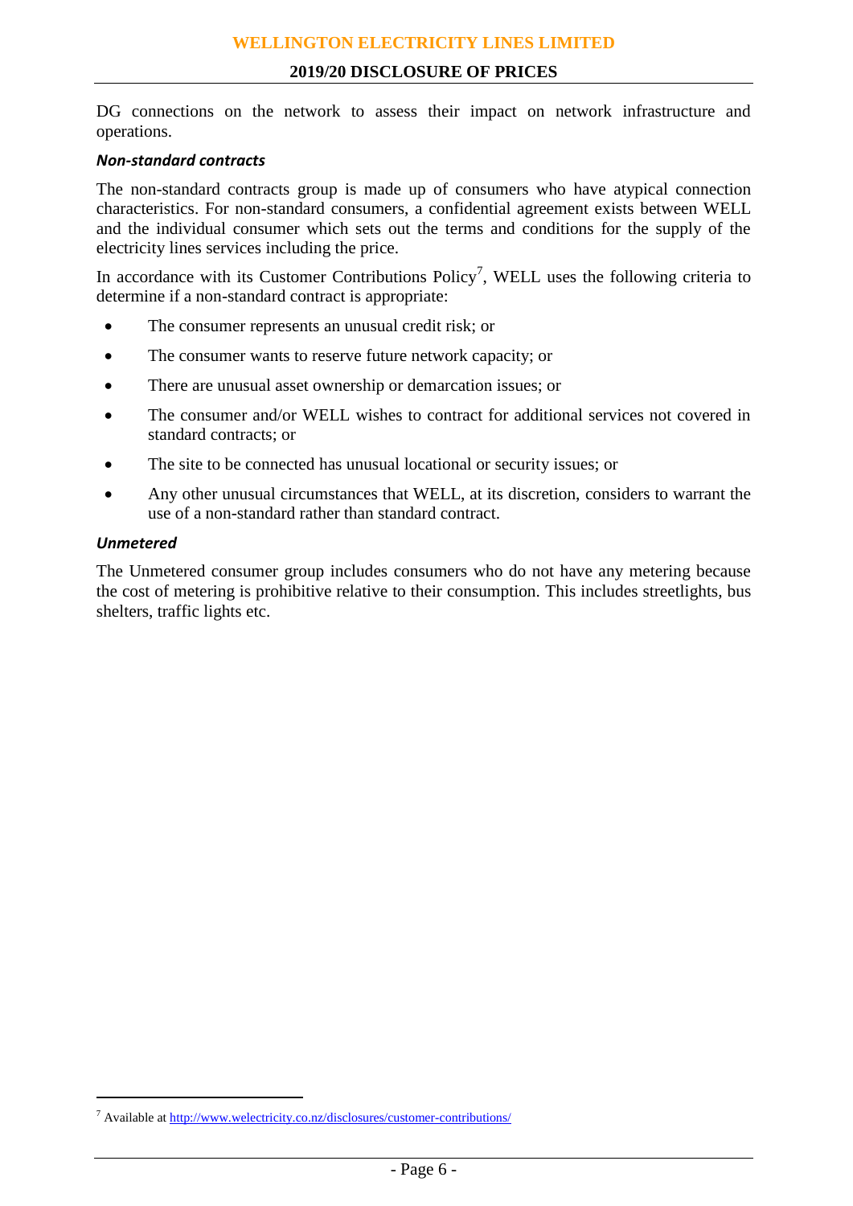DG connections on the network to assess their impact on network infrastructure and operations.

### *Non-standard contracts*

The non-standard contracts group is made up of consumers who have atypical connection characteristics. For non-standard consumers, a confidential agreement exists between WELL and the individual consumer which sets out the terms and conditions for the supply of the electricity lines services including the price.

In accordance with its Customer Contributions Policy[7], WELL uses the following criteria to determine if a non-standard contract is appropriate:

- The consumer represents an unusual credit risk; or
- The consumer wants to reserve future network capacity; or
- There are unusual asset ownership or demarcation issues; or
- The consumer and/or WELL wishes to contract for additional services not covered in standard contracts; or
- The site to be connected has unusual locational or security issues; or
- Any other unusual circumstances that WELL, at its discretion, considers to warrant the use of a non-standard rather than standard contract.

### *Unmetered*

The Unmetered consumer group includes consumers who do not have any metering because the cost of metering is prohibitive relative to their consumption. This includes streetlights, bus shelters, traffic lights etc.

[7] Available at http://www.welectricity.co.nz/disclosures/customer-contributions/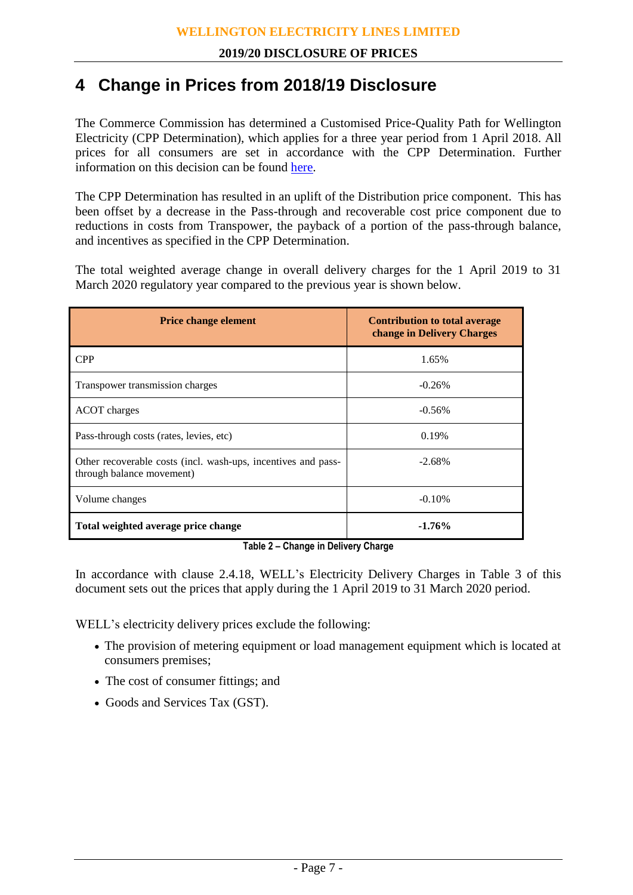## 4 Change in Prices from 2018/19 Disclosure

The Commerce Commission has determined a Customised Price-Quality Path for Wellington Electricity (CPP Determination), which applies for a three year period from 1 April 2018. All prices for all consumers are set in accordance with the CPP Determination. Further information on this decision can be found here.

The CPP Determination has resulted in an uplift of the Distribution price component. This has been offset by a decrease in the Pass-through and recoverable cost price component due to reductions in costs from Transpower, the payback of a portion of the pass-through balance, and incentives as specified in the CPP Determination.

The total weighted average change in overall delivery charges for the 1 April 2019 to 31 March 2020 regulatory year compared to the previous year is shown below.

| Price change element | Contribution to total average change in Delivery Charges |
| --- | --- |
| CPP | 1.65% |
| Transpower transmission charges | -0.26% |
| ACOT charges | -0.56% |
| Pass-through costs (rates, levies, etc) | 0.19% |
| Other recoverable costs (incl. wash-ups, incentives and pass-through balance movement) | -2.68% |
| Volume changes | -0.10% |
| **Total weighted average price change** | **-1.76%** |

**Table 2 – Change in Delivery Charge**

In accordance with clause 2.4.18, WELL's Electricity Delivery Charges in Table 3 of this document sets out the prices that apply during the 1 April 2019 to 31 March 2020 period.

WELL's electricity delivery prices exclude the following:

- The provision of metering equipment or load management equipment which is located at consumers premises;
- The cost of consumer fittings; and
- Goods and Services Tax (GST).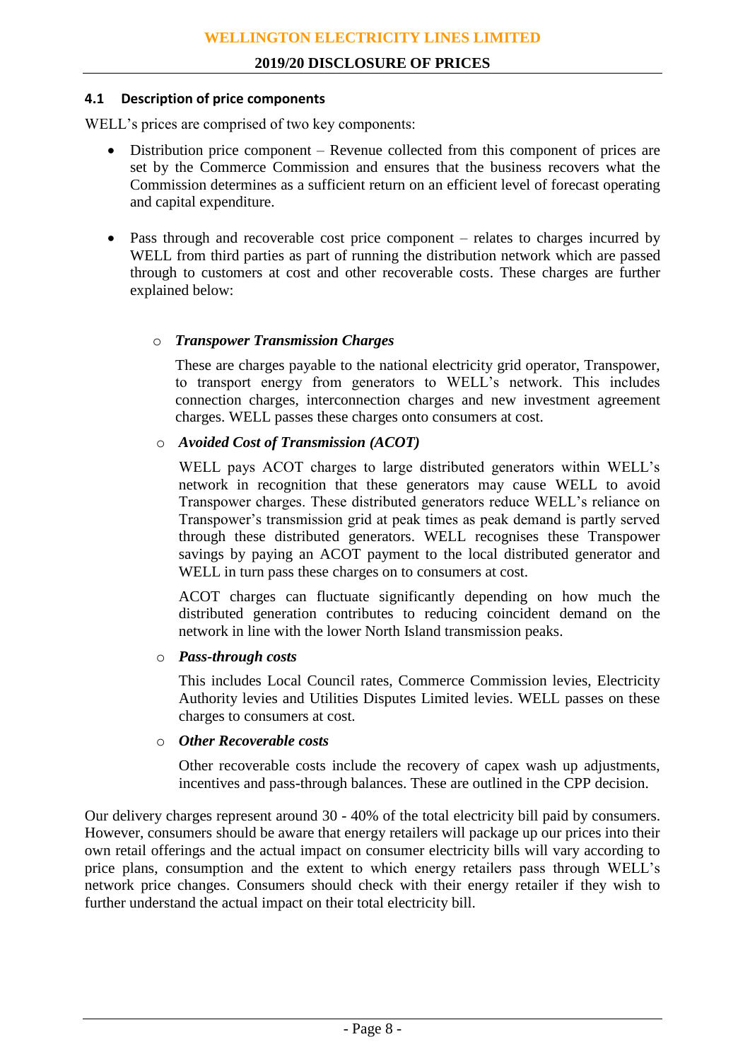### 4.1 Description of price components

WELL's prices are comprised of two key components:

- Distribution price component – Revenue collected from this component of prices are set by the Commerce Commission and ensures that the business recovers what the Commission determines as a sufficient return on an efficient level of forecast operating and capital expenditure.

- Pass through and recoverable cost price component – relates to charges incurred by WELL from third parties as part of running the distribution network which are passed through to customers at cost and other recoverable costs. These charges are further explained below:

  - ***Transpower Transmission Charges***

    These are charges payable to the national electricity grid operator, Transpower, to transport energy from generators to WELL's network. This includes connection charges, interconnection charges and new investment agreement charges. WELL passes these charges onto consumers at cost.

  - ***Avoided Cost of Transmission (ACOT)***

    WELL pays ACOT charges to large distributed generators within WELL's network in recognition that these generators may cause WELL to avoid Transpower charges. These distributed generators reduce WELL's reliance on Transpower's transmission grid at peak times as peak demand is partly served through these distributed generators. WELL recognises these Transpower savings by paying an ACOT payment to the local distributed generator and WELL in turn pass these charges on to consumers at cost.

    ACOT charges can fluctuate significantly depending on how much the distributed generation contributes to reducing coincident demand on the network in line with the lower North Island transmission peaks.

  - ***Pass-through costs***

    This includes Local Council rates, Commerce Commission levies, Electricity Authority levies and Utilities Disputes Limited levies. WELL passes on these charges to consumers at cost.

  - ***Other Recoverable costs***

    Other recoverable costs include the recovery of capex wash up adjustments, incentives and pass-through balances. These are outlined in the CPP decision.

Our delivery charges represent around 30 - 40% of the total electricity bill paid by consumers. However, consumers should be aware that energy retailers will package up our prices into their own retail offerings and the actual impact on consumer electricity bills will vary according to price plans, consumption and the extent to which energy retailers pass through WELL's network price changes. Consumers should check with their energy retailer if they wish to further understand the actual impact on their total electricity bill.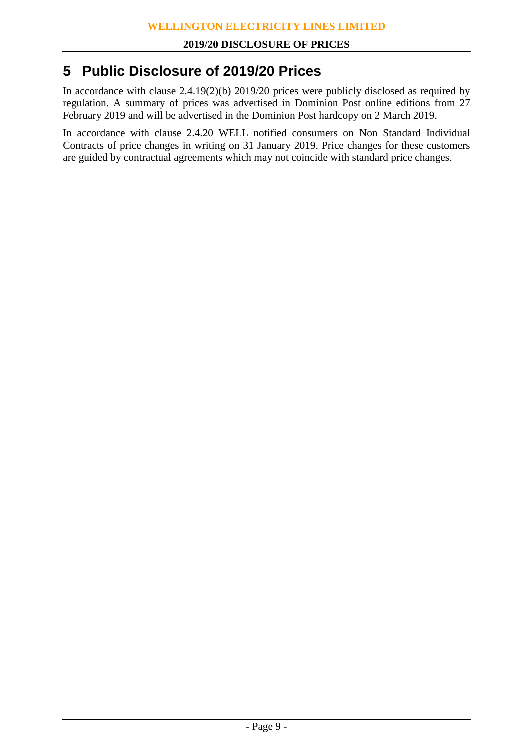# 5 Public Disclosure of 2019/20 Prices

In accordance with clause 2.4.19(2)(b) 2019/20 prices were publicly disclosed as required by regulation. A summary of prices was advertised in Dominion Post online editions from 27 February 2019 and will be advertised in the Dominion Post hardcopy on 2 March 2019.

In accordance with clause 2.4.20 WELL notified consumers on Non Standard Individual Contracts of price changes in writing on 31 January 2019. Price changes for these customers are guided by contractual agreements which may not coincide with standard price changes.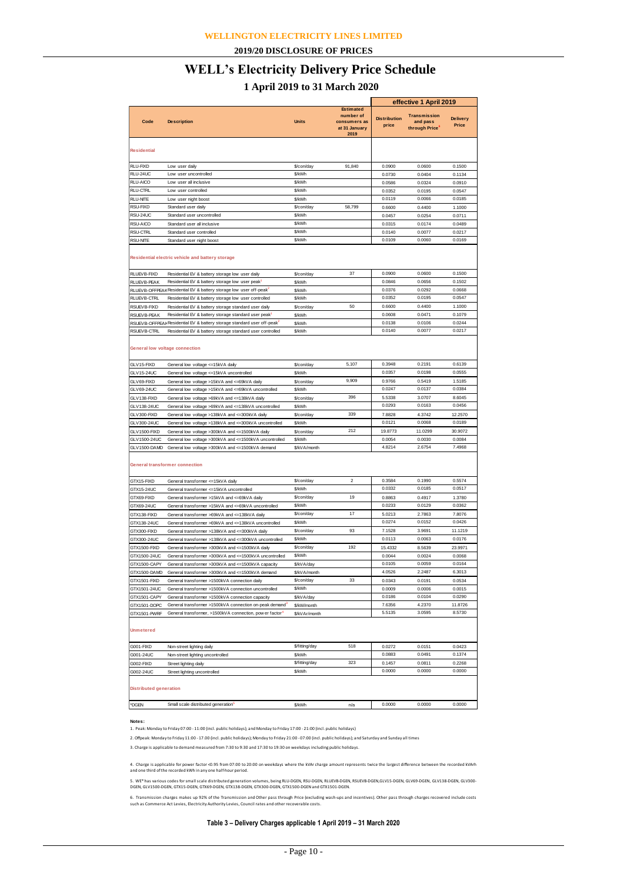WELLINGTON ELECTRICITY LINES LIMITED

**2019/20 DISCLOSURE OF PRICES**

# WELL's Electricity Delivery Price Schedule

## 1 April 2019 to 31 March 2020

| Code | Description | Units | Estimated number of consumers as at 31 January 2019 | effective 1 April 2019 | | |
|---|---|---|---|---|---|---|
| | | | | Distribution price | Transmission and pass through Price[6] | Delivery Price |
| **Residential** | | | | | | |
| RLU-FIXD | Low user daily | $/con/day | 91,840 | 0.0900 | 0.0600 | 0.1500 |
| RLU-24UC | Low user uncontrolled | $/kWh | | 0.0730 | 0.0404 | 0.1134 |
| RLU-AICO | Low user all inclusive | $/kWh | | 0.0586 | 0.0324 | 0.0910 |
| RLU-CTRL | Low user controlled | $/kWh | | 0.0352 | 0.0195 | 0.0547 |
| RLU-NITE | Low user night boost | $/kWh | | 0.0119 | 0.0066 | 0.0185 |
| RSU-FIXD | Standard user daily | $/con/day | 58,799 | 0.6600 | 0.4400 | 1.1000 |
| RSU-24UC | Standard user uncontrolled | $/kWh | | 0.0457 | 0.0254 | 0.0711 |
| RSU-AICO | Standard user all inclusive | $/kWh | | 0.0315 | 0.0174 | 0.0489 |
| RSU-CTRL | Standard user controlled | $/kWh | | 0.0140 | 0.0077 | 0.0217 |
| RSU-NITE | Standard user night boost | $/kWh | | 0.0109 | 0.0060 | 0.0169 |
| **Residential electric vehicle and battery storage** | | | | | | |
| RLUEVB-FIXD | Residential EV & battery storage low user daily | $/con/day | 37 | 0.0900 | 0.0600 | 0.1500 |
| RLUEVB-PEAK | Residential EV & battery storage low user peak[1] | $/kWh | | 0.0846 | 0.0656 | 0.1502 |
| RLUEVB-OFFPEAK | Residential EV & battery storage low user off-peak[2] | $/kWh | | 0.0376 | 0.0292 | 0.0668 |
| RLUEVB-CTRL | Residential EV & battery storage low user controlled | $/kWh | | 0.0352 | 0.0195 | 0.0547 |
| RSUEVB-FIXD | Residential EV & battery storage standard user daily | $/con/day | 50 | 0.6600 | 0.4400 | 1.1000 |
| RSUEVB-PEAK | Residential EV & battery storage standard user peak[1] | $/kWh | | 0.0608 | 0.0471 | 0.1079 |
| RSUEVB-OFFPEAK | Residential EV & battery storage standard user off-peak[2] | $/kWh | | 0.0138 | 0.0106 | 0.0244 |
| RSUEVB-CTRL | Residential EV & battery storage standard user controlled | $/kWh | | 0.0140 | 0.0077 | 0.0217 |
| **General low voltage connection** | | | | | | |
| GLV15-FIXD | General low voltage <=15kVA daily | $/con/day | 5,107 | 0.3948 | 0.2191 | 0.6139 |
| GLV15-24UC | General low voltage <=15kVA uncontrolled | $/kWh | | 0.0357 | 0.0198 | 0.0555 |
| GLV69-FIXD | General low voltage >15kVA and <=69kVA daily | $/con/day | 9,909 | 0.9766 | 0.5419 | 1.5185 |
| GLV69-24UC | General low voltage >15kVA and <=69kVA uncontrolled | $/kWh | | 0.0247 | 0.0137 | 0.0384 |
| GLV138-FIXD | General low voltage >69kVA and <=138kVA daily | $/con/day | 396 | 5.5338 | 3.0707 | 8.6045 |
| GLV138-24UC | General low voltage >69kVA and <=138kVA uncontrolled | $/kWh | | 0.0293 | 0.0163 | 0.0456 |
| GLV300-FIXD | General low voltage >138kVA and <=300kVA daily | $/con/day | 339 | 7.8828 | 4.3742 | 12.2570 |
| GLV300-24UC | General low voltage >138kVA and <=300kVA uncontrolled | $/kWh | | 0.0121 | 0.0068 | 0.0189 |
| GLV1500-FIXD | General low voltage >300kVA and <=1500kVA daily | $/con/day | 212 | 19.8773 | 11.0299 | 30.9072 |
| GLV1500-24UC | General low voltage >300kVA and <=1500kVA uncontrolled | $/kWh | | 0.0054 | 0.0030 | 0.0084 |
| GLV1500-DAMD | General low voltage >300kVA and <=1500kVA demand | $/kVA/month | | 4.8214 | 2.6754 | 7.4968 |
| **General transformer connection** | | | | | | |
| GTX15-FIXD | General transformer <=15kVA daily | $/con/day | 2 | 0.3584 | 0.1990 | 0.5574 |
| GTX15-24UC | General transformer <=15kVA uncontrolled | $/kWh | | 0.0332 | 0.0185 | 0.0517 |
| GTX69-FIXD | General transformer >15kVA and <=69kVA daily | $/con/day | 19 | 0.8863 | 0.4917 | 1.3780 |
| GTX69-24UC | General transformer >15kVA and <=69kVA uncontrolled | $/kWh | | 0.0233 | 0.0129 | 0.0362 |
| GTX138-FIXD | General transformer >69kVA and <=138kVA daily | $/con/day | 17 | 5.0213 | 2.7863 | 7.8076 |
| GTX138-24UC | General transformer >69kVA and <=138kVA uncontrolled | $/kWh | | 0.0274 | 0.0152 | 0.0426 |
| GTX300-FIXD | General transformer >138kVA and <=300kVA daily | $/con/day | 93 | 7.1528 | 3.9691 | 11.1219 |
| GTX300-24UC | General transformer >138kVA and <=300kVA uncontrolled | $/kWh | | 0.0113 | 0.0063 | 0.0176 |
| GTX1500-FIXD | General transformer >300kVA and <=1500kVA daily | $/con/day | 192 | 15.4332 | 8.5639 | 23.9971 |
| GTX1500-24UC | General transformer >300kVA and <=1500kVA uncontrolled | $/kWh | | 0.0044 | 0.0024 | 0.0068 |
| GTX1500-CAPY | General transformer >300kVA and <=1500kVA capacity | $/kVA/day | | 0.0105 | 0.0059 | 0.0164 |
| GTX1500-DAMD | General transformer >300kVA and <=1500kVA demand | $/kVA/month | | 4.0526 | 2.2487 | 6.3013 |
| GTX1501-FIXD | General transformer >1500kVA connection daily | $/con/day | 33 | 0.0343 | 0.0191 | 0.0534 |
| GTX1501-24UC | General transformer >1500kVA connection uncontrolled | $/kWh | | 0.0009 | 0.0006 | 0.0015 |
| GTX1501-CAPY | General transformer >1500kVA connection capacity | $/kVA/day | | 0.0186 | 0.0104 | 0.0290 |
| GTX1501-DOPC | General transformer >1500kVA connection on-peak demand[3] | $/kW/month | | 7.6356 | 4.2370 | 11.8726 |
| GTX1501-PWRF | General transformer, >1500kVA connection, power factor[4] | $/kVAr/month | | 5.5135 | 3.0595 | 8.5730 |
| **Unmetered** | | | | | | |
| G001-FIXD | Non-street lighting daily | $/fitting/day | 518 | 0.0272 | 0.0151 | 0.0423 |
| G001-24UC | Non-street lighting uncontrolled | $/kWh | | 0.0883 | 0.0491 | 0.1374 |
| G002-FIXD | Street lighting daily | $/fitting/day | 323 | 0.1457 | 0.0811 | 0.2268 |
| G002-24UC | Street lighting uncontrolled | $/kWh | | 0.0000 | 0.0000 | 0.0000 |
| **Distributed generation** | | | | | | |
| *DGEN | Small scale distributed generation[5] | $/kWh | n/a | 0.0000 | 0.0000 | 0.0000 |

**Notes:**

1. Peak: Monday to Friday 07:00 - 11:00 (incl. public holidays); and Monday to Friday 17:00 - 21:00 (incl. public holidays)

2. Offpeak: Monday to Friday 11:00 - 17:00 (incl. public holidays); Monday to Friday 21:00 - 07:00 (incl. public holidays); and Saturday and Sunday all times

3. Charge is applicable to demand measured from 7:30 to 9:30 and 17:30 to 19:30 on weekdays including public holidays.

4. Charge is applicable for power factor <0.95 from 07:00 to 20:00 on weekdays where the kVAr charge amount represents twice the largest difference between the recorded kVArh and one third of the recorded kWh in any one half-hour period.

5. WE* has various codes for small scale distributed generation volumes, being RLU-DGEN, RSU-DGEN, RLUEVB-DGEN, RSUEVB-DGEN,GLV15-DGEN, GLV69-DGEN, GLV138-DGEN, GLV300-DGEN, GLV1500-DGEN, GTX15-DGEN, GTX69-DGEN, GTX138-DGEN, GTX300-DGEN, GTX1500-DGEN and GTX1501-DGEN.

6. Transmission charges makes up 92% of the Transmission and Other pass through Price (excluding wash-ups and incentives). Other pass through charges recovered include costs such as Commerce Act Levies, Electricity Authority Levies, Council rates and other recoverable costs.

**Table 3 – Delivery Charges applicable 1 April 2019 – 31 March 2020**